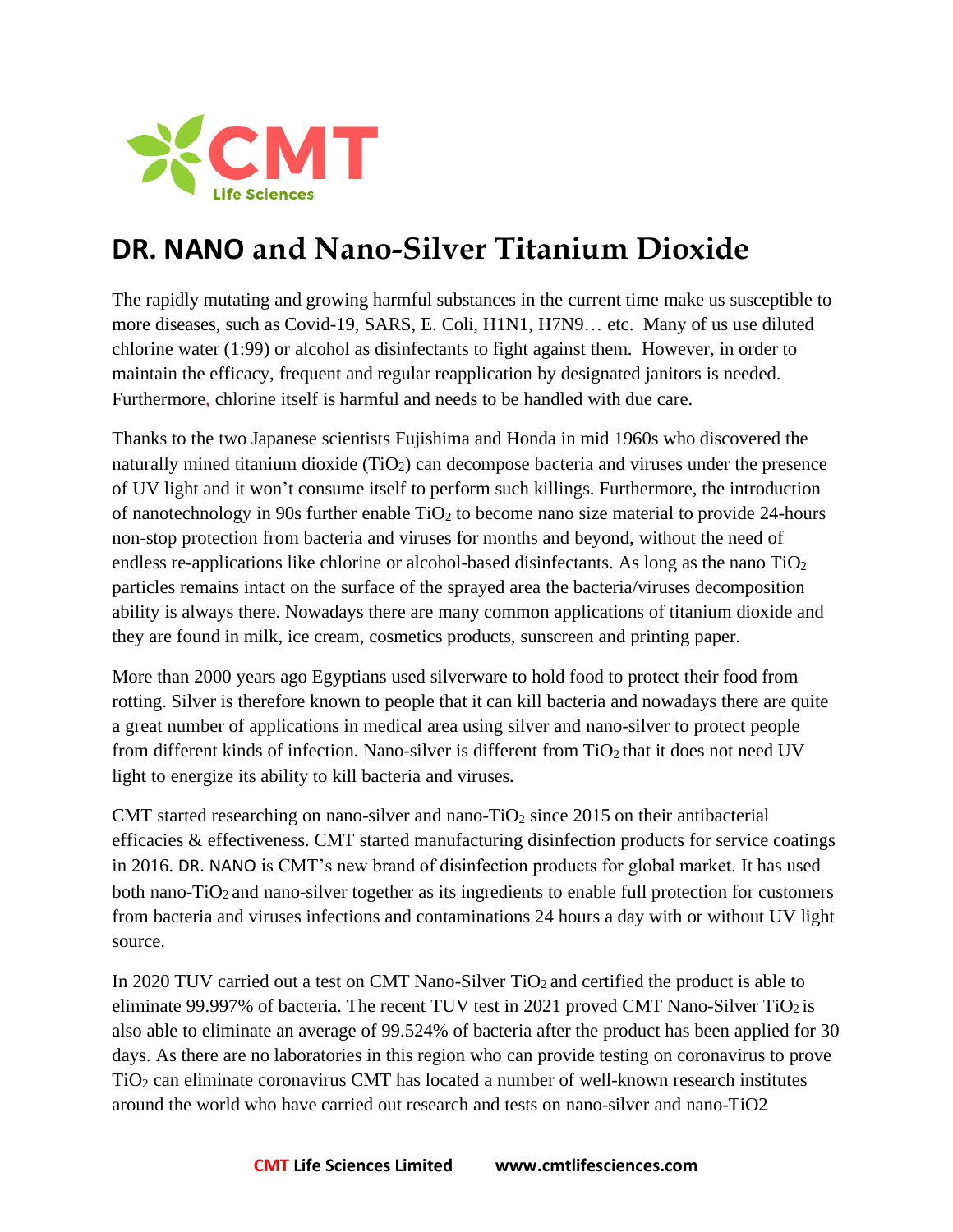# DR. NANO and Nano-Silver Titanium Dioxide

The rapidly mutating and growing harmful substances in the current time make us susceptible to more diseases, such as Covid-19, SARS, E. Coli, H1N1, H7N9… etc. Many of us use diluted chlorine water (1:99) or alcohol as disinfectants to fight against them. However, in order to maintain the efficacy, frequent and regular reapplication by designated janitors is needed. Furthermore, chlorine itself is harmful and needs to be handled with due care.

Thanks to the two Japanese scientists Fujishima and Honda in mid 1960s who discovered the naturally mined titanium dioxide ($TiO_2$) can decompose bacteria and viruses under the presence of UV light and it won't consume itself to perform such killings. Furthermore, the introduction of nanotechnology in 90s further enable $TiO_2$ to become nano size material to provide 24-hours non-stop protection from bacteria and viruses for months and beyond, without the need of endless re-applications like chlorine or alcohol-based disinfectants. As long as the nano $TiO_2$ particles remains intact on the surface of the sprayed area the bacteria/viruses decomposition ability is always there. Nowadays there are many common applications of titanium dioxide and they are found in milk, ice cream, cosmetics products, sunscreen and printing paper.

More than 2000 years ago Egyptians used silverware to hold food to protect their food from rotting. Silver is therefore known to people that it can kill bacteria and nowadays there are quite a great number of applications in medical area using silver and nano-silver to protect people from different kinds of infection. Nano-silver is different from $TiO_2$ that it does not need UV light to energize its ability to kill bacteria and viruses.

CMT started researching on nano-silver and nano-$TiO_2$ since 2015 on their antibacterial efficacies & effectiveness. CMT started manufacturing disinfection products for service coatings in 2016. DR. NANO is CMT's new brand of disinfection products for global market. It has used both nano-$TiO_2$ and nano-silver together as its ingredients to enable full protection for customers from bacteria and viruses infections and contaminations 24 hours a day with or without UV light source.

In 2020 TUV carried out a test on CMT Nano-Silver $TiO_2$ and certified the product is able to eliminate 99.997% of bacteria. The recent TUV test in 2021 proved CMT Nano-Silver $TiO_2$ is also able to eliminate an average of 99.524% of bacteria after the product has been applied for 30 days. As there are no laboratories in this region who can provide testing on coronavirus to prove $TiO_2$ can eliminate coronavirus CMT has located a number of well-known research institutes around the world who have carried out research and tests on nano-silver and nano-$TiO_2$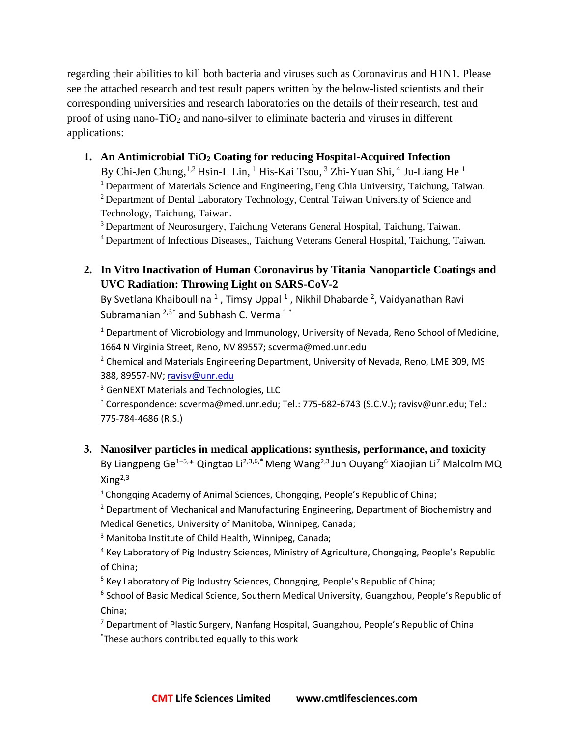regarding their abilities to kill both bacteria and viruses such as Coronavirus and H1N1. Please see the attached research and test result papers written by the below-listed scientists and their corresponding universities and research laboratories on the details of their research, test and proof of using nano-$TiO_2$ and nano-silver to eliminate bacteria and viruses in different applications:

1. **An Antimicrobial $TiO_2$ Coating for reducing Hospital-Acquired Infection**
   By Chi-Jen Chung,[1,2] Hsin-L Lin,[1] His-Kai Tsou,[3] Zhi-Yuan Shi,[4] Ju-Liang He[1]
   [1] Department of Materials Science and Engineering, Feng Chia University, Taichung, Taiwan.
   [2] Department of Dental Laboratory Technology, Central Taiwan University of Science and Technology, Taichung, Taiwan.
   [3] Department of Neurosurgery, Taichung Veterans General Hospital, Taichung, Taiwan.
   [4] Department of Infectious Diseases,, Taichung Veterans General Hospital, Taichung, Taiwan.

2. **In Vitro Inactivation of Human Coronavirus by Titania Nanoparticle Coatings and UVC Radiation: Throwing Light on SARS-CoV-2**
   By Svetlana Khaiboullina [1], Timsy Uppal [1], Nikhil Dhabarde [2], Vaidyanathan Ravi Subramanian [2,3*] and Subhash C. Verma [1*]
   [1] Department of Microbiology and Immunology, University of Nevada, Reno School of Medicine, 1664 N Virginia Street, Reno, NV 89557; scverma@med.unr.edu
   [2] Chemical and Materials Engineering Department, University of Nevada, Reno, LME 309, MS 388, 89557-NV; ravisv@unr.edu
   [3] GenNEXT Materials and Technologies, LLC
   [*] Correspondence: scverma@med.unr.edu; Tel.: 775-682-6743 (S.C.V.); ravisv@unr.edu; Tel.: 775-784-4686 (R.S.)

3. **Nanosilver particles in medical applications: synthesis, performance, and toxicity**
   By Liangpeng Ge[1–5,*] Qingtao Li[2,3,6,*] Meng Wang[2,3] Jun Ouyang[6] Xiaojian Li[7] Malcolm MQ Xing[2,3]
   [1] Chongqing Academy of Animal Sciences, Chongqing, People's Republic of China;
   [2] Department of Mechanical and Manufacturing Engineering, Department of Biochemistry and Medical Genetics, University of Manitoba, Winnipeg, Canada;
   [3] Manitoba Institute of Child Health, Winnipeg, Canada;
   [4] Key Laboratory of Pig Industry Sciences, Ministry of Agriculture, Chongqing, People's Republic of China;
   [5] Key Laboratory of Pig Industry Sciences, Chongqing, People's Republic of China;
   [6] School of Basic Medical Science, Southern Medical University, Guangzhou, People's Republic of China;
   [7] Department of Plastic Surgery, Nanfang Hospital, Guangzhou, People's Republic of China
   [*]These authors contributed equally to this work